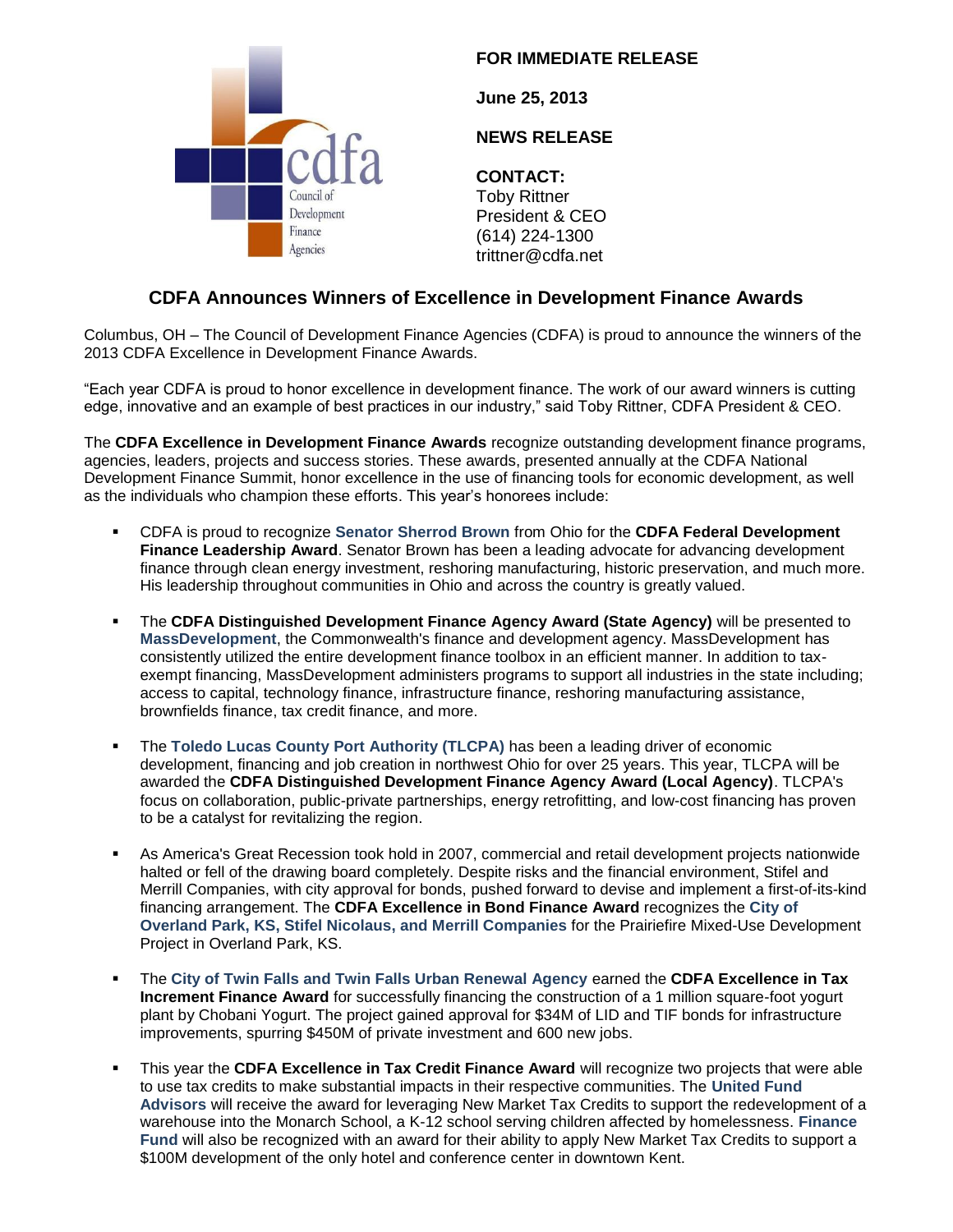cdfa
Council of Development Finance Agencies

**FOR IMMEDIATE RELEASE**

**June 25, 2013**

**NEWS RELEASE**

**CONTACT:**
Toby Rittner
President & CEO
(614) 224-1300
trittner@cdfa.net

## CDFA Announces Winners of Excellence in Development Finance Awards

Columbus, OH – The Council of Development Finance Agencies (CDFA) is proud to announce the winners of the 2013 CDFA Excellence in Development Finance Awards.

"Each year CDFA is proud to honor excellence in development finance. The work of our award winners is cutting edge, innovative and an example of best practices in our industry," said Toby Rittner, CDFA President & CEO.

The **CDFA Excellence in Development Finance Awards** recognize outstanding development finance programs, agencies, leaders, projects and success stories. These awards, presented annually at the CDFA National Development Finance Summit, honor excellence in the use of financing tools for economic development, as well as the individuals who champion these efforts. This year's honorees include:

- CDFA is proud to recognize **Senator Sherrod Brown** from Ohio for the **CDFA Federal Development Finance Leadership Award**. Senator Brown has been a leading advocate for advancing development finance through clean energy investment, reshoring manufacturing, historic preservation, and much more. His leadership throughout communities in Ohio and across the country is greatly valued.

- The **CDFA Distinguished Development Finance Agency Award (State Agency)** will be presented to **MassDevelopment**, the Commonwealth's finance and development agency. MassDevelopment has consistently utilized the entire development finance toolbox in an efficient manner. In addition to tax-exempt financing, MassDevelopment administers programs to support all industries in the state including; access to capital, technology finance, infrastructure finance, reshoring manufacturing assistance, brownfields finance, tax credit finance, and more.

- The **Toledo Lucas County Port Authority (TLCPA)** has been a leading driver of economic development, financing and job creation in northwest Ohio for over 25 years. This year, TLCPA will be awarded the **CDFA Distinguished Development Finance Agency Award (Local Agency)**. TLCPA's focus on collaboration, public-private partnerships, energy retrofitting, and low-cost financing has proven to be a catalyst for revitalizing the region.

- As America's Great Recession took hold in 2007, commercial and retail development projects nationwide halted or fell of the drawing board completely. Despite risks and the financial environment, Stifel and Merrill Companies, with city approval for bonds, pushed forward to devise and implement a first-of-its-kind financing arrangement. The **CDFA Excellence in Bond Finance Award** recognizes the **City of Overland Park, KS, Stifel Nicolaus, and Merrill Companies** for the Prairiefire Mixed-Use Development Project in Overland Park, KS.

- The **City of Twin Falls and Twin Falls Urban Renewal Agency** earned the **CDFA Excellence in Tax Increment Finance Award** for successfully financing the construction of a 1 million square-foot yogurt plant by Chobani Yogurt. The project gained approval for $34M of LID and TIF bonds for infrastructure improvements, spurring $450M of private investment and 600 new jobs.

- This year the **CDFA Excellence in Tax Credit Finance Award** will recognize two projects that were able to use tax credits to make substantial impacts in their respective communities. The **United Fund Advisors** will receive the award for leveraging New Market Tax Credits to support the redevelopment of a warehouse into the Monarch School, a K-12 school serving children affected by homelessness. **Finance Fund** will also be recognized with an award for their ability to apply New Market Tax Credits to support a $100M development of the only hotel and conference center in downtown Kent.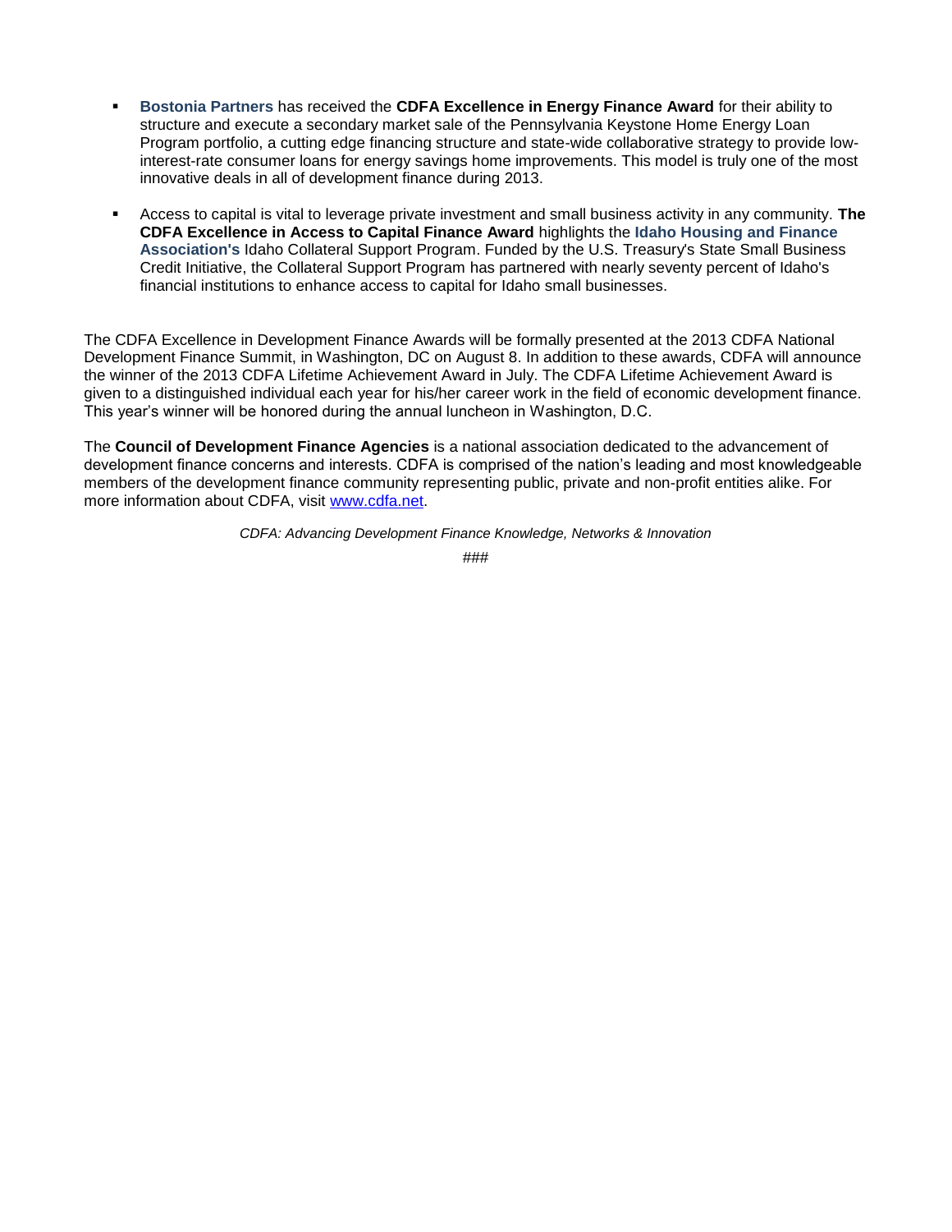- **Bostonia Partners** has received the **CDFA Excellence in Energy Finance Award** for their ability to structure and execute a secondary market sale of the Pennsylvania Keystone Home Energy Loan Program portfolio, a cutting edge financing structure and state-wide collaborative strategy to provide low-interest-rate consumer loans for energy savings home improvements. This model is truly one of the most innovative deals in all of development finance during 2013.

- Access to capital is vital to leverage private investment and small business activity in any community. **The CDFA Excellence in Access to Capital Finance Award** highlights the **Idaho Housing and Finance Association's** Idaho Collateral Support Program. Funded by the U.S. Treasury's State Small Business Credit Initiative, the Collateral Support Program has partnered with nearly seventy percent of Idaho's financial institutions to enhance access to capital for Idaho small businesses.

The CDFA Excellence in Development Finance Awards will be formally presented at the 2013 CDFA National Development Finance Summit, in Washington, DC on August 8. In addition to these awards, CDFA will announce the winner of the 2013 CDFA Lifetime Achievement Award in July. The CDFA Lifetime Achievement Award is given to a distinguished individual each year for his/her career work in the field of economic development finance. This year's winner will be honored during the annual luncheon in Washington, D.C.

The **Council of Development Finance Agencies** is a national association dedicated to the advancement of development finance concerns and interests. CDFA is comprised of the nation's leading and most knowledgeable members of the development finance community representing public, private and non-profit entities alike. For more information about CDFA, visit [www.cdfa.net](http://www.cdfa.net).

*CDFA: Advancing Development Finance Knowledge, Networks & Innovation*

###